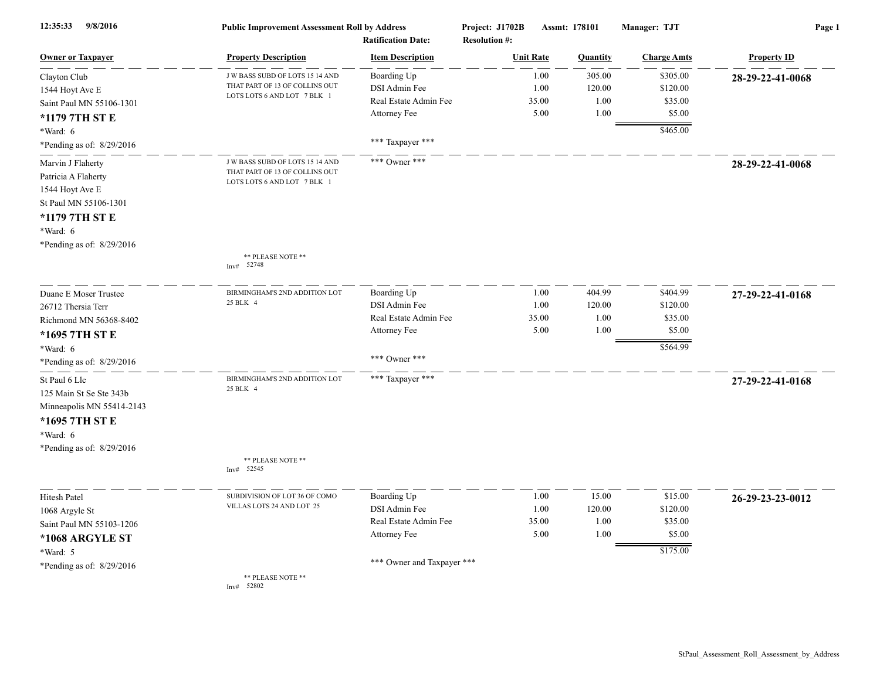12:35:33 9/8/2016

**Public Improvement Assessment Roll by Address**

**Project: J1702B** **Assmt: 178101** **Manager: TJT**

**Ratification Date:** **Resolution #:**

| Owner or Taxpayer | Property Description | Item Description | Unit Rate | Quantity | Charge Amts | Property ID |
|---|---|---|---|---|---|---|
| Clayton Club<br>1544 Hoyt Ave E<br>Saint Paul MN 55106-1301<br>**\*1179 7TH ST E**<br>\*Ward: 6<br>\*Pending as of: 8/29/2016 | J W BASS SUBD OF LOTS 15 14 AND THAT PART OF 13 OF COLLINS OUT LOTS LOTS 6 AND LOT 7 BLK 1 | Boarding Up<br>DSI Admin Fee<br>Real Estate Admin Fee<br>Attorney Fee<br><br>\*\*\* Taxpayer \*\*\* | 1.00<br>1.00<br>35.00<br>5.00 | 305.00<br>120.00<br>1.00<br>1.00 | $305.00<br>$120.00<br>$35.00<br>$5.00<br>$465.00 | **28-29-22-41-0068** |
| Marvin J Flaherty<br>Patricia A Flaherty<br>1544 Hoyt Ave E<br>St Paul MN 55106-1301<br>**\*1179 7TH ST E**<br>\*Ward: 6<br>\*Pending as of: 8/29/2016 | J W BASS SUBD OF LOTS 15 14 AND THAT PART OF 13 OF COLLINS OUT LOTS LOTS 6 AND LOT 7 BLK 1<br><br>\*\* PLEASE NOTE \*\*<br>Inv# 52748 | \*\*\* Owner \*\*\* | | | | **28-29-22-41-0068** |
| Duane E Moser Trustee<br>26712 Thersia Terr<br>Richmond MN 56368-8402<br>**\*1695 7TH ST E**<br>\*Ward: 6<br>\*Pending as of: 8/29/2016 | BIRMINGHAM'S 2ND ADDITION LOT 25 BLK 4 | Boarding Up<br>DSI Admin Fee<br>Real Estate Admin Fee<br>Attorney Fee<br><br>\*\*\* Owner \*\*\* | 1.00<br>1.00<br>35.00<br>5.00 | 404.99<br>120.00<br>1.00<br>1.00 | $404.99<br>$120.00<br>$35.00<br>$5.00<br>$564.99 | **27-29-22-41-0168** |
| St Paul 6 Llc<br>125 Main St Se Ste 343b<br>Minneapolis MN 55414-2143<br>**\*1695 7TH ST E**<br>\*Ward: 6<br>\*Pending as of: 8/29/2016 | BIRMINGHAM'S 2ND ADDITION LOT 25 BLK 4<br><br>\*\* PLEASE NOTE \*\*<br>Inv# 52545 | \*\*\* Taxpayer \*\*\* | | | | **27-29-22-41-0168** |
| Hitesh Patel<br>1068 Argyle St<br>Saint Paul MN 55103-1206<br>**\*1068 ARGYLE ST**<br>\*Ward: 5<br>\*Pending as of: 8/29/2016 | SUBDIVISION OF LOT 36 OF COMO VILLAS LOTS 24 AND LOT 25<br><br>\*\* PLEASE NOTE \*\*<br>Inv# 52802 | Boarding Up<br>DSI Admin Fee<br>Real Estate Admin Fee<br>Attorney Fee<br><br>\*\*\* Owner and Taxpayer \*\*\* | 1.00<br>1.00<br>35.00<br>5.00 | 15.00<br>120.00<br>1.00<br>1.00 | $15.00<br>$120.00<br>$35.00<br>$5.00<br>$175.00 | **26-29-23-23-0012** |

StPaul_Assessment_Roll_Assessment_by_Address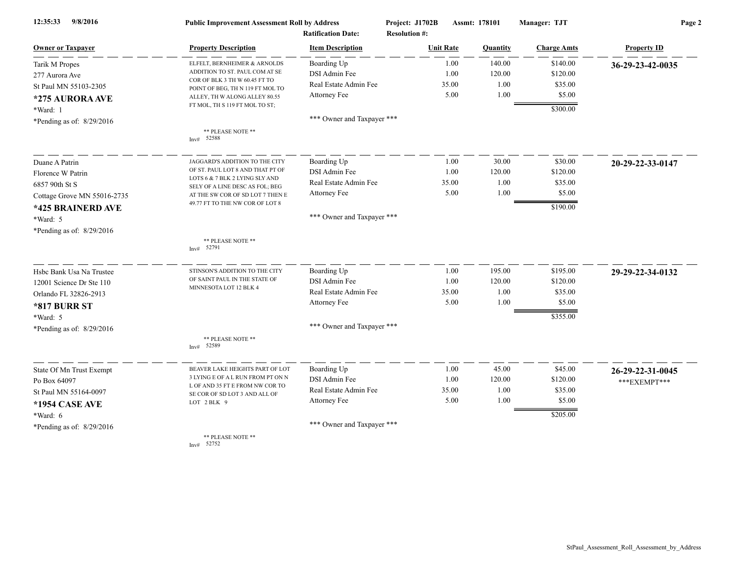12:35:33 9/8/2016 **Public Improvement Assessment Roll by Address** **Project: J1702B** **Assmt: 178101** **Manager: TJT**

**Ratification Date:** **Resolution #:**

| Owner or Taxpayer | Property Description | Item Description | Unit Rate | Quantity | Charge Amts | Property ID |
|---|---|---|---|---|---|---|
| Tarik M Propes<br>277 Aurora Ave<br>St Paul MN 55103-2305<br>**\*275 AURORA AVE**<br>\*Ward: 1<br>\*Pending as of: 8/29/2016 | ELFELT, BERNHEIMER & ARNOLDS ADDITION TO ST. PAUL COM AT SE COR OF BLK 3 TH W 60.45 FT TO POINT OF BEG, TH N 119 FT MOL TO ALLEY, TH W ALONG ALLEY 80.55 FT MOL, TH S 119 FT MOL TO ST;<br><br>** PLEASE NOTE **<br>Inv# 52588 | Boarding Up<br>DSI Admin Fee<br>Real Estate Admin Fee<br>Attorney Fee<br><br>*** Owner and Taxpayer *** | 1.00<br>1.00<br>35.00<br>5.00 | 140.00<br>120.00<br>1.00<br>1.00 | $140.00<br>$120.00<br>$35.00<br>$5.00<br>$300.00 | **36-29-23-42-0035** |
| Duane A Patrin<br>Florence W Patrin<br>6857 90th St S<br>Cottage Grove MN 55016-2735<br>**\*425 BRAINERD AVE**<br>\*Ward: 5<br>\*Pending as of: 8/29/2016 | JAGGARD'S ADDITION TO THE CITY OF ST. PAUL LOT 8 AND THAT PT OF LOTS 6 & 7 BLK 2 LYING SLY AND SELY OF A LINE DESC AS FOL; BEG AT THE SW COR OF SD LOT 7 THEN E 49.77 FT TO THE NW COR OF LOT 8<br><br>** PLEASE NOTE **<br>Inv# 52791 | Boarding Up<br>DSI Admin Fee<br>Real Estate Admin Fee<br>Attorney Fee<br><br>*** Owner and Taxpayer *** | 1.00<br>1.00<br>35.00<br>5.00 | 30.00<br>120.00<br>1.00<br>1.00 | $30.00<br>$120.00<br>$35.00<br>$5.00<br>$190.00 | **20-29-22-33-0147** |
| Hsbc Bank Usa Na Trustee<br>12001 Science Dr Ste 110<br>Orlando FL 32826-2913<br>**\*817 BURR ST**<br>\*Ward: 5<br>\*Pending as of: 8/29/2016 | STINSON'S ADDITION TO THE CITY OF SAINT PAUL IN THE STATE OF MINNESOTA LOT 12 BLK 4<br><br>** PLEASE NOTE **<br>Inv# 52589 | Boarding Up<br>DSI Admin Fee<br>Real Estate Admin Fee<br>Attorney Fee<br><br>*** Owner and Taxpayer *** | 1.00<br>1.00<br>35.00<br>5.00 | 195.00<br>120.00<br>1.00<br>1.00 | $195.00<br>$120.00<br>$35.00<br>$5.00<br>$355.00 | **29-29-22-34-0132** |
| State Of Mn Trust Exempt<br>Po Box 64097<br>St Paul MN 55164-0097<br>**\*1954 CASE AVE**<br>\*Ward: 6<br>\*Pending as of: 8/29/2016 | BEAVER LAKE HEIGHTS PART OF LOT 3 LYING E OF A L RUN FROM PT ON N L OF AND 35 FT E FROM NW COR TO SE COR OF SD LOT 3 AND ALL OF LOT 2 BLK 9<br><br>** PLEASE NOTE **<br>Inv# 52752 | Boarding Up<br>DSI Admin Fee<br>Real Estate Admin Fee<br>Attorney Fee<br><br>*** Owner and Taxpayer *** | 1.00<br>1.00<br>35.00<br>5.00 | 45.00<br>120.00<br>1.00<br>1.00 | $45.00<br>$120.00<br>$35.00<br>$5.00<br>$205.00 | **26-29-22-31-0045**<br>\*\*\*EXEMPT\*\*\* |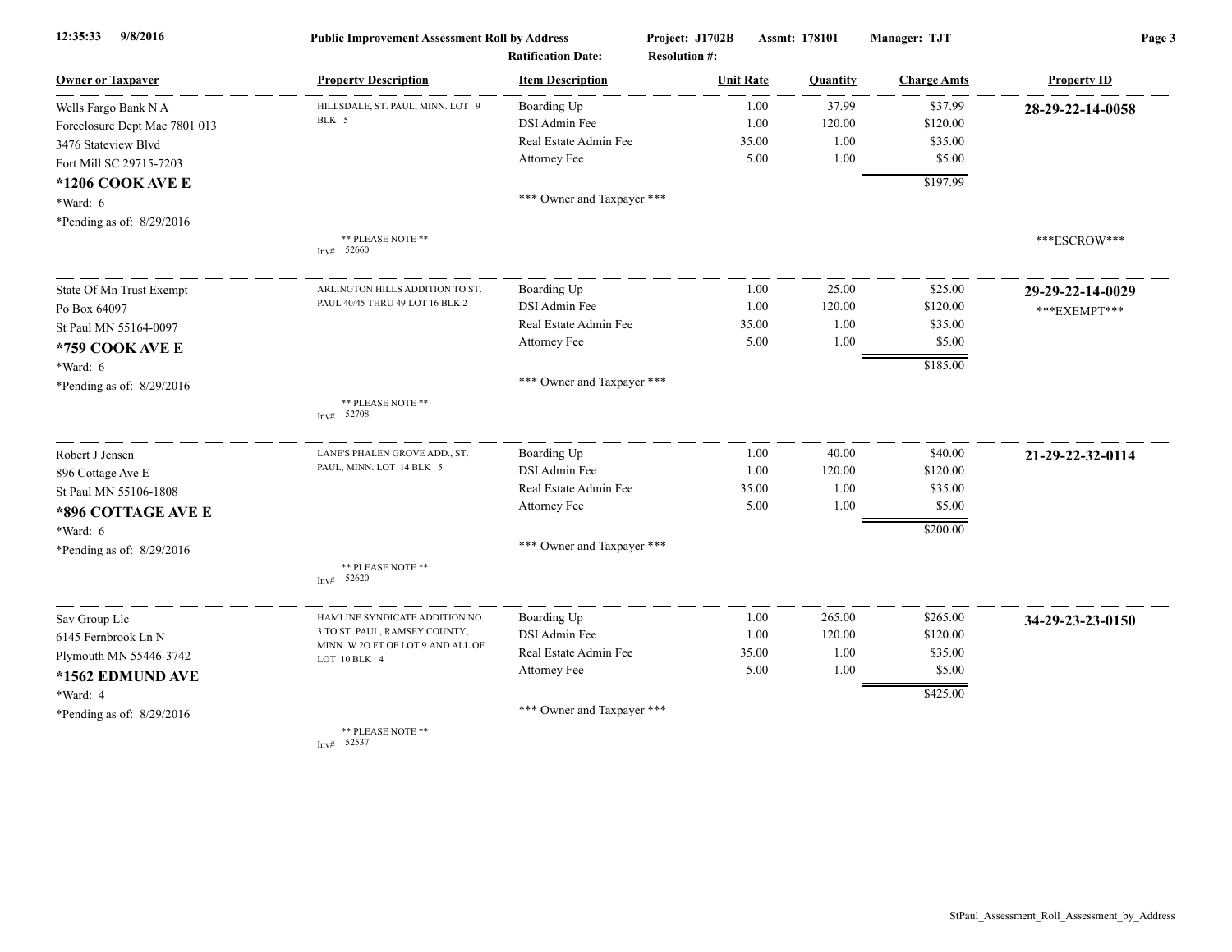12:35:33 9/8/2016 **Public Improvement Assessment Roll by Address** **Project: J1702B** **Assmt: 178101** **Manager: TJT**

**Ratification Date:** **Resolution #:**

| Owner or Taxpayer | Property Description | Item Description | Unit Rate | Quantity | Charge Amts | Property ID |
|---|---|---|---|---|---|---|
| Wells Fargo Bank N A<br>Foreclosure Dept Mac 7801 013<br>3476 Stateview Blvd<br>Fort Mill SC 29715-7203<br>**\*1206 COOK AVE E**<br>\*Ward: 6<br>\*Pending as of: 8/29/2016 | HILLSDALE, ST. PAUL, MINN. LOT 9 BLK 5<br><br>** PLEASE NOTE **<br>Inv# 52660 | Boarding Up<br>DSI Admin Fee<br>Real Estate Admin Fee<br>Attorney Fee<br><br>*** Owner and Taxpayer *** | 1.00<br>1.00<br>35.00<br>5.00 | 37.99<br>120.00<br>1.00<br>1.00 | $37.99<br>$120.00<br>$35.00<br>$5.00<br>$197.99 | **28-29-22-14-0058**<br><br>***ESCROW*** |
| State Of Mn Trust Exempt<br>Po Box 64097<br>St Paul MN 55164-0097<br>**\*759 COOK AVE E**<br>\*Ward: 6<br>\*Pending as of: 8/29/2016 | ARLINGTON HILLS ADDITION TO ST. PAUL 40/45 THRU 49 LOT 16 BLK 2<br><br>** PLEASE NOTE **<br>Inv# 52708 | Boarding Up<br>DSI Admin Fee<br>Real Estate Admin Fee<br>Attorney Fee<br><br>*** Owner and Taxpayer *** | 1.00<br>1.00<br>35.00<br>5.00 | 25.00<br>120.00<br>1.00<br>1.00 | $25.00<br>$120.00<br>$35.00<br>$5.00<br>$185.00 | **29-29-22-14-0029**<br>***EXEMPT*** |
| Robert J Jensen<br>896 Cottage Ave E<br>St Paul MN 55106-1808<br>**\*896 COTTAGE AVE E**<br>\*Ward: 6<br>\*Pending as of: 8/29/2016 | LANE'S PHALEN GROVE ADD., ST. PAUL, MINN. LOT 14 BLK 5<br><br>** PLEASE NOTE **<br>Inv# 52620 | Boarding Up<br>DSI Admin Fee<br>Real Estate Admin Fee<br>Attorney Fee<br><br>*** Owner and Taxpayer *** | 1.00<br>1.00<br>35.00<br>5.00 | 40.00<br>120.00<br>1.00<br>1.00 | $40.00<br>$120.00<br>$35.00<br>$5.00<br>$200.00 | **21-29-22-32-0114** |
| Sav Group Llc<br>6145 Fernbrook Ln N<br>Plymouth MN 55446-3742<br>**\*1562 EDMUND AVE**<br>\*Ward: 4<br>\*Pending as of: 8/29/2016 | HAMLINE SYNDICATE ADDITION NO. 3 TO ST. PAUL, RAMSEY COUNTY, MINN. W 2O FT OF LOT 9 AND ALL OF LOT 10 BLK 4<br><br>** PLEASE NOTE **<br>Inv# 52537 | Boarding Up<br>DSI Admin Fee<br>Real Estate Admin Fee<br>Attorney Fee<br><br>*** Owner and Taxpayer *** | 1.00<br>1.00<br>35.00<br>5.00 | 265.00<br>120.00<br>1.00<br>1.00 | $265.00<br>$120.00<br>$35.00<br>$5.00<br>$425.00 | **34-29-23-23-0150** |

StPaul_Assessment_Roll_Assessment_by_Address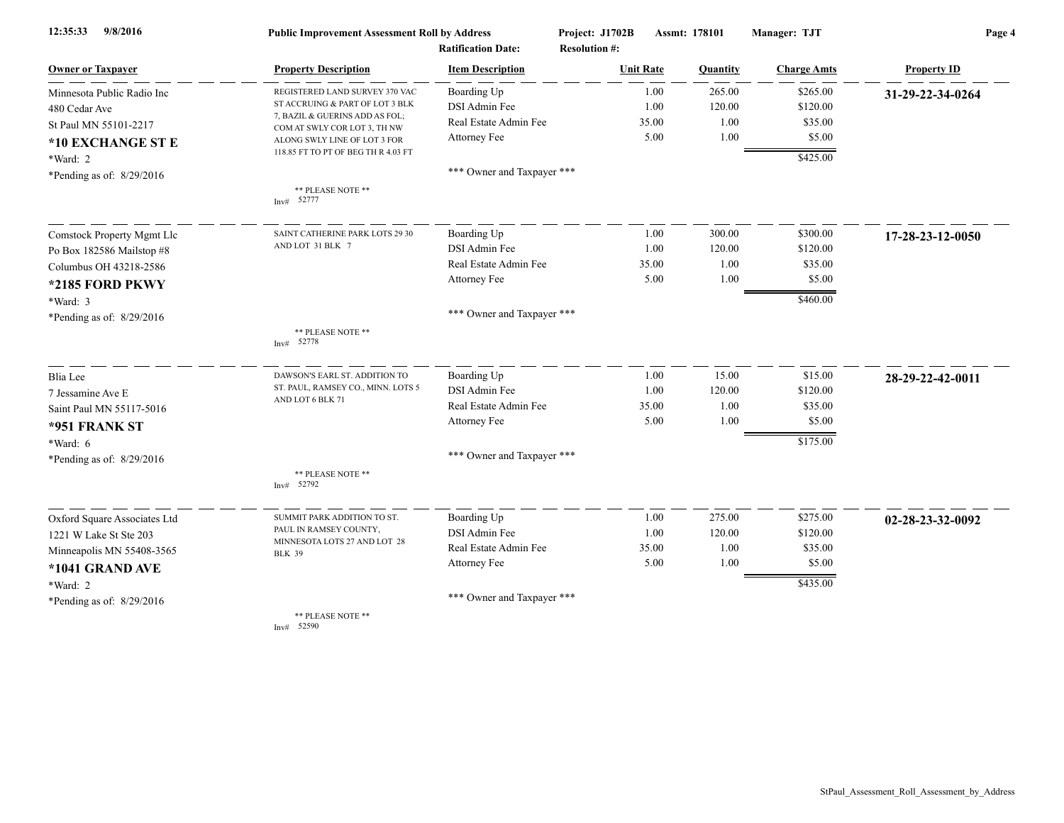**Public Improvement Assessment Roll by Address** — Project: J1702B — Assmt: 178101 — Manager: TJT

Ratification Date: Resolution #:

| Owner or Taxpayer | Property Description | Item Description | Unit Rate | Quantity | Charge Amts | Property ID |
|---|---|---|---|---|---|---|
| Minnesota Public Radio Inc | REGISTERED LAND SURVEY 370 VAC ST ACCRUING & PART OF LOT 3 BLK 7, BAZIL & GUERINS ADD AS FOL; COM AT SWLY COR LOT 3, TH NW ALONG SWLY LINE OF LOT 3 FOR 118.85 FT TO PT OF BEG TH R 4.03 FT | Boarding Up | 1.00 | 265.00 | $265.00 | **31-29-22-34-0264** |
| 480 Cedar Ave | | DSI Admin Fee | 1.00 | 120.00 | $120.00 | |
| St Paul MN 55101-2217 | | Real Estate Admin Fee | 35.00 | 1.00 | $35.00 | |
| **\*10 EXCHANGE ST E** | | Attorney Fee | 5.00 | 1.00 | $5.00 | |
| \*Ward: 2 | | | | | $425.00 | |
| \*Pending as of: 8/29/2016 | ** PLEASE NOTE ** Inv# 52777 | *** Owner and Taxpayer *** | | | | |
| Comstock Property Mgmt Llc | SAINT CATHERINE PARK LOTS 29 30 AND LOT 31 BLK 7 | Boarding Up | 1.00 | 300.00 | $300.00 | **17-28-23-12-0050** |
| Po Box 182586 Mailstop #8 | | DSI Admin Fee | 1.00 | 120.00 | $120.00 | |
| Columbus OH 43218-2586 | | Real Estate Admin Fee | 35.00 | 1.00 | $35.00 | |
| **\*2185 FORD PKWY** | | Attorney Fee | 5.00 | 1.00 | $5.00 | |
| \*Ward: 3 | | | | | $460.00 | |
| \*Pending as of: 8/29/2016 | ** PLEASE NOTE ** Inv# 52778 | *** Owner and Taxpayer *** | | | | |
| Blia Lee | DAWSON'S EARL ST. ADDITION TO ST. PAUL, RAMSEY CO., MINN. LOTS 5 AND LOT 6 BLK 71 | Boarding Up | 1.00 | 15.00 | $15.00 | **28-29-22-42-0011** |
| 7 Jessamine Ave E | | DSI Admin Fee | 1.00 | 120.00 | $120.00 | |
| Saint Paul MN 55117-5016 | | Real Estate Admin Fee | 35.00 | 1.00 | $35.00 | |
| **\*951 FRANK ST** | | Attorney Fee | 5.00 | 1.00 | $5.00 | |
| \*Ward: 6 | | | | | $175.00 | |
| \*Pending as of: 8/29/2016 | ** PLEASE NOTE ** Inv# 52792 | *** Owner and Taxpayer *** | | | | |
| Oxford Square Associates Ltd | SUMMIT PARK ADDITION TO ST. PAUL IN RAMSEY COUNTY, MINNESOTA LOTS 27 AND LOT 28 BLK 39 | Boarding Up | 1.00 | 275.00 | $275.00 | **02-28-23-32-0092** |
| 1221 W Lake St Ste 203 | | DSI Admin Fee | 1.00 | 120.00 | $120.00 | |
| Minneapolis MN 55408-3565 | | Real Estate Admin Fee | 35.00 | 1.00 | $35.00 | |
| **\*1041 GRAND AVE** | | Attorney Fee | 5.00 | 1.00 | $5.00 | |
| \*Ward: 2 | | | | | $435.00 | |
| \*Pending as of: 8/29/2016 | ** PLEASE NOTE ** Inv# 52590 | *** Owner and Taxpayer *** | | | | |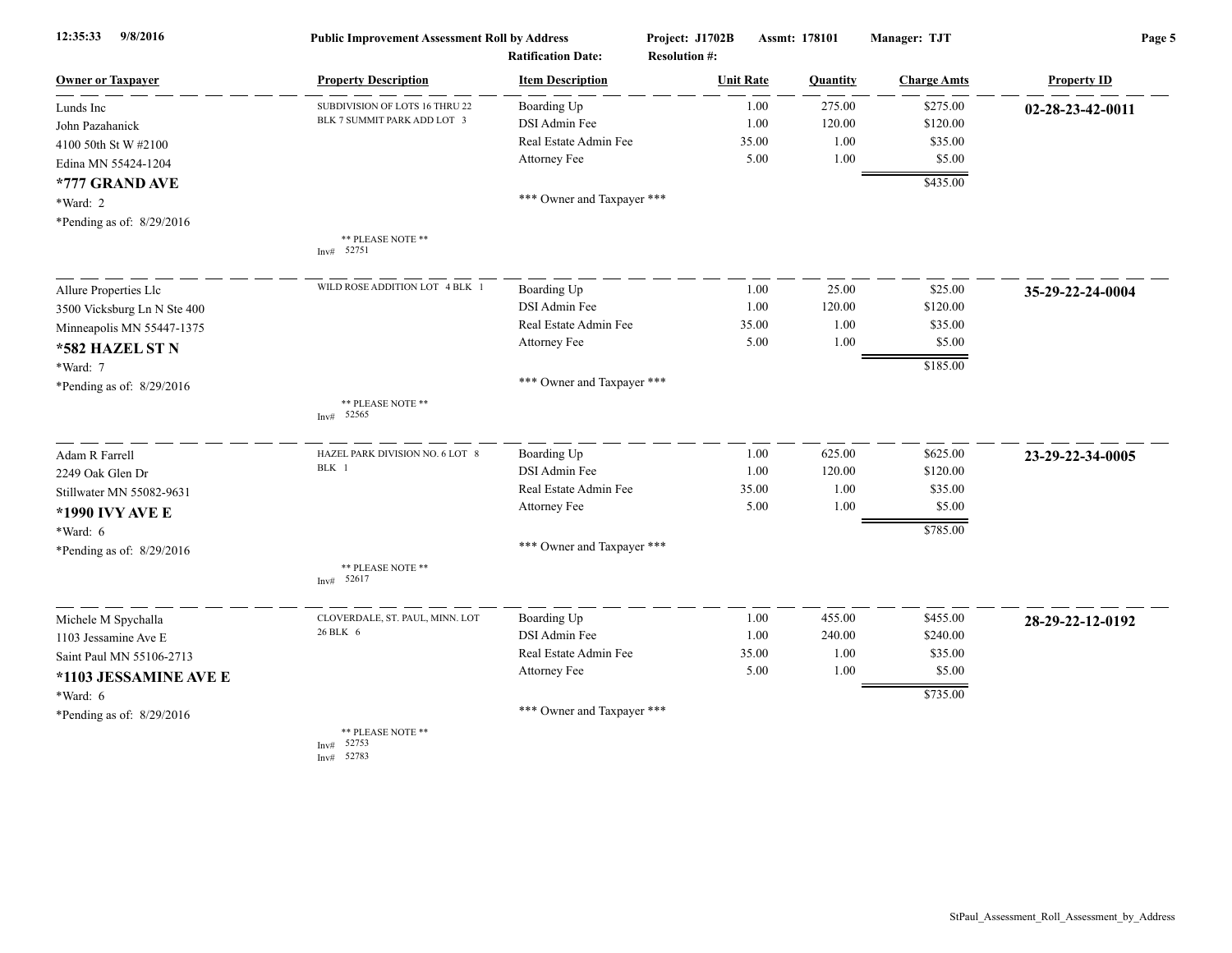**Public Improvement Assessment Roll by Address**

Project: J1702B | Assmt: 178101 | Manager: TJT

Ratification Date: | Resolution #:

| Owner or Taxpayer | Property Description | Item Description | Unit Rate | Quantity | Charge Amts | Property ID |
|---|---|---|---|---|---|---|
| Lunds Inc | SUBDIVISION OF LOTS 16 THRU 22 BLK 7 SUMMIT PARK ADD LOT 3 | Boarding Up | 1.00 | 275.00 | $275.00 | **02-28-23-42-0011** |
| John Pazahanick | | DSI Admin Fee | 1.00 | 120.00 | $120.00 | |
| 4100 50th St W #2100 | | Real Estate Admin Fee | 35.00 | 1.00 | $35.00 | |
| Edina MN 55424-1204 | | Attorney Fee | 5.00 | 1.00 | $5.00 | |
| **\*777 GRAND AVE** | | | | | $435.00 | |
| \*Ward: 2 | | \*\*\* Owner and Taxpayer \*\*\* | | | | |
| \*Pending as of: 8/29/2016 | \*\* PLEASE NOTE \*\* Inv# 52751 | | | | | |
| Allure Properties Llc | WILD ROSE ADDITION LOT 4 BLK 1 | Boarding Up | 1.00 | 25.00 | $25.00 | **35-29-22-24-0004** |
| 3500 Vicksburg Ln N Ste 400 | | DSI Admin Fee | 1.00 | 120.00 | $120.00 | |
| Minneapolis MN 55447-1375 | | Real Estate Admin Fee | 35.00 | 1.00 | $35.00 | |
| **\*582 HAZEL ST N** | | Attorney Fee | 5.00 | 1.00 | $5.00 | |
| \*Ward: 7 | | | | | $185.00 | |
| \*Pending as of: 8/29/2016 | \*\* PLEASE NOTE \*\* Inv# 52565 | \*\*\* Owner and Taxpayer \*\*\* | | | | |
| Adam R Farrell | HAZEL PARK DIVISION NO. 6 LOT 8 BLK 1 | Boarding Up | 1.00 | 625.00 | $625.00 | **23-29-22-34-0005** |
| 2249 Oak Glen Dr | | DSI Admin Fee | 1.00 | 120.00 | $120.00 | |
| Stillwater MN 55082-9631 | | Real Estate Admin Fee | 35.00 | 1.00 | $35.00 | |
| **\*1990 IVY AVE E** | | Attorney Fee | 5.00 | 1.00 | $5.00 | |
| \*Ward: 6 | | | | | $785.00 | |
| \*Pending as of: 8/29/2016 | \*\* PLEASE NOTE \*\* Inv# 52617 | \*\*\* Owner and Taxpayer \*\*\* | | | | |
| Michele M Spychalla | CLOVERDALE, ST. PAUL, MINN. LOT 26 BLK 6 | Boarding Up | 1.00 | 455.00 | $455.00 | **28-29-22-12-0192** |
| 1103 Jessamine Ave E | | DSI Admin Fee | 1.00 | 240.00 | $240.00 | |
| Saint Paul MN 55106-2713 | | Real Estate Admin Fee | 35.00 | 1.00 | $35.00 | |
| **\*1103 JESSAMINE AVE E** | | Attorney Fee | 5.00 | 1.00 | $5.00 | |
| \*Ward: 6 | | | | | $735.00 | |
| \*Pending as of: 8/29/2016 | \*\* PLEASE NOTE \*\* Inv# 52753 Inv# 52783 | \*\*\* Owner and Taxpayer \*\*\* | | | | |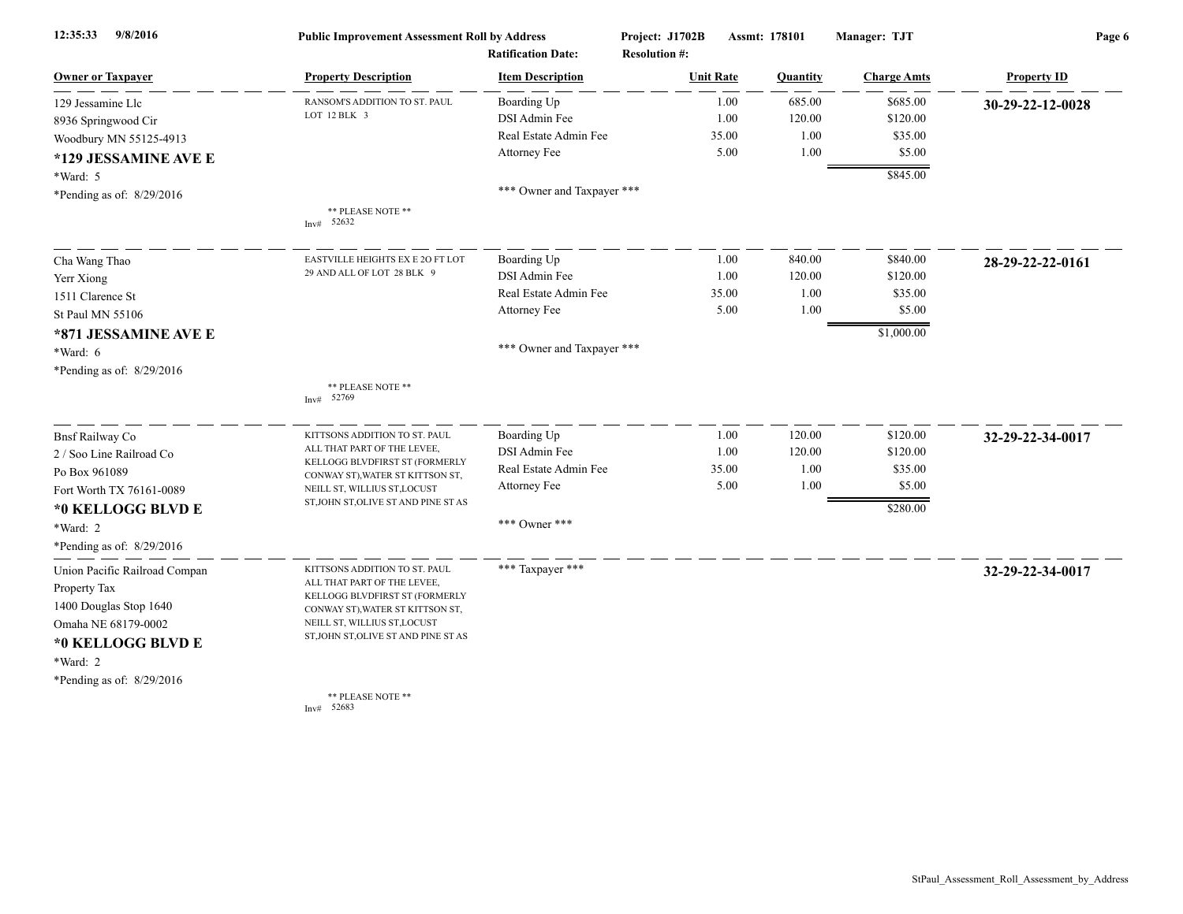**Public Improvement Assessment Roll by Address**

Project: J1702B Assmt: 178101 Manager: TJT

Ratification Date: Resolution #:

| Owner or Taxpayer | Property Description | Item Description | Unit Rate | Quantity | Charge Amts | Property ID |
|---|---|---|---|---|---|---|
| 129 Jessamine Llc | RANSOM'S ADDITION TO ST. PAUL LOT 12 BLK 3 | Boarding Up | 1.00 | 685.00 | $685.00 | **30-29-22-12-0028** |
| 8936 Springwood Cir | | DSI Admin Fee | 1.00 | 120.00 | $120.00 | |
| Woodbury MN 55125-4913 | | Real Estate Admin Fee | 35.00 | 1.00 | $35.00 | |
| **\*129 JESSAMINE AVE E** | | Attorney Fee | 5.00 | 1.00 | $5.00 | |
| \*Ward: 5 | | | | | $845.00 | |
| \*Pending as of: 8/29/2016 | | \*\*\* Owner and Taxpayer \*\*\* | | | | |
| | \*\* PLEASE NOTE \*\* Inv# 52632 | | | | | |
| Cha Wang Thao | EASTVILLE HEIGHTS EX E 2O FT LOT 29 AND ALL OF LOT 28 BLK 9 | Boarding Up | 1.00 | 840.00 | $840.00 | **28-29-22-22-0161** |
| Yerr Xiong | | DSI Admin Fee | 1.00 | 120.00 | $120.00 | |
| 1511 Clarence St | | Real Estate Admin Fee | 35.00 | 1.00 | $35.00 | |
| St Paul MN 55106 | | Attorney Fee | 5.00 | 1.00 | $5.00 | |
| **\*871 JESSAMINE AVE E** | | | | | $1,000.00 | |
| \*Ward: 6 | | \*\*\* Owner and Taxpayer \*\*\* | | | | |
| \*Pending as of: 8/29/2016 | | | | | | |
| | \*\* PLEASE NOTE \*\* Inv# 52769 | | | | | |
| Bnsf Railway Co | KITTSONS ADDITION TO ST. PAUL ALL THAT PART OF THE LEVEE, KELLOGG BLVDFIRST ST (FORMERLY CONWAY ST),WATER ST KITTSON ST, NEILL ST, WILLIUS ST,LOCUST ST,JOHN ST,OLIVE ST AND PINE ST AS | Boarding Up | 1.00 | 120.00 | $120.00 | **32-29-22-34-0017** |
| 2 / Soo Line Railroad Co | | DSI Admin Fee | 1.00 | 120.00 | $120.00 | |
| Po Box 961089 | | Real Estate Admin Fee | 35.00 | 1.00 | $35.00 | |
| Fort Worth TX 76161-0089 | | Attorney Fee | 5.00 | 1.00 | $5.00 | |
| **\*0 KELLOGG BLVD E** | | | | | $280.00 | |
| \*Ward: 2 | | \*\*\* Owner \*\*\* | | | | |
| \*Pending as of: 8/29/2016 | | | | | | |
| Union Pacific Railroad Compan | KITTSONS ADDITION TO ST. PAUL ALL THAT PART OF THE LEVEE, KELLOGG BLVDFIRST ST (FORMERLY CONWAY ST),WATER ST KITTSON ST, NEILL ST, WILLIUS ST,LOCUST ST,JOHN ST,OLIVE ST AND PINE ST AS | \*\*\* Taxpayer \*\*\* | | | | **32-29-22-34-0017** |
| Property Tax | | | | | | |
| 1400 Douglas Stop 1640 | | | | | | |
| Omaha NE 68179-0002 | | | | | | |
| **\*0 KELLOGG BLVD E** | | | | | | |
| \*Ward: 2 | | | | | | |
| \*Pending as of: 8/29/2016 | | | | | | |
| | \*\* PLEASE NOTE \*\* Inv# 52683 | | | | | |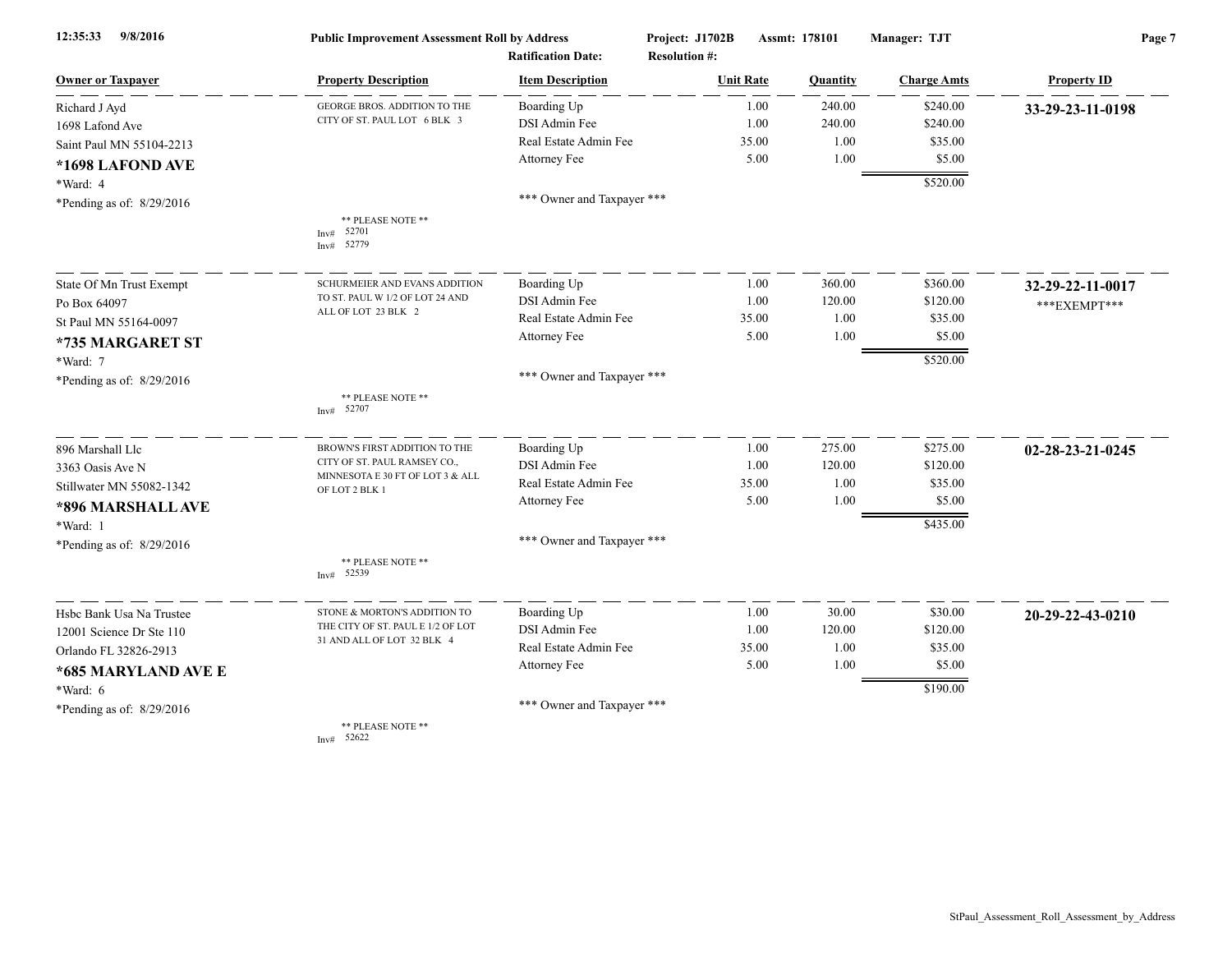**Public Improvement Assessment Roll by Address**
**Project: J1702B** **Assmt: 178101** **Manager: TJT**
**Ratification Date:** **Resolution #:**

| Owner or Taxpayer | Property Description | Item Description | Unit Rate | Quantity | Charge Amts | Property ID |
|---|---|---|---|---|---|---|
| Richard J Ayd<br>1698 Lafond Ave<br>Saint Paul MN 55104-2213<br>**\*1698 LAFOND AVE**<br>\*Ward: 4<br>\*Pending as of: 8/29/2016 | GEORGE BROS. ADDITION TO THE CITY OF ST. PAUL LOT 6 BLK 3<br><br>** PLEASE NOTE **<br>Inv# 52701<br>Inv# 52779 | Boarding Up | 1.00 | 240.00 | $240.00 | **33-29-23-11-0198** |
| | | DSI Admin Fee | 1.00 | 240.00 | $240.00 | |
| | | Real Estate Admin Fee | 35.00 | 1.00 | $35.00 | |
| | | Attorney Fee | 5.00 | 1.00 | $5.00 | |
| | | | | | $520.00 | |
| | | *** Owner and Taxpayer *** | | | | |
| State Of Mn Trust Exempt<br>Po Box 64097<br>St Paul MN 55164-0097<br>**\*735 MARGARET ST**<br>\*Ward: 7<br>\*Pending as of: 8/29/2016 | SCHURMEIER AND EVANS ADDITION TO ST. PAUL W 1/2 OF LOT 24 AND ALL OF LOT 23 BLK 2<br><br>** PLEASE NOTE **<br>Inv# 52707 | Boarding Up | 1.00 | 360.00 | $360.00 | **32-29-22-11-0017**<br>\*\*\*EXEMPT\*\*\* |
| | | DSI Admin Fee | 1.00 | 120.00 | $120.00 | |
| | | Real Estate Admin Fee | 35.00 | 1.00 | $35.00 | |
| | | Attorney Fee | 5.00 | 1.00 | $5.00 | |
| | | | | | $520.00 | |
| | | *** Owner and Taxpayer *** | | | | |
| 896 Marshall Llc<br>3363 Oasis Ave N<br>Stillwater MN 55082-1342<br>**\*896 MARSHALL AVE**<br>\*Ward: 1<br>\*Pending as of: 8/29/2016 | BROWN'S FIRST ADDITION TO THE CITY OF ST. PAUL RAMSEY CO., MINNESOTA E 30 FT OF LOT 3 & ALL OF LOT 2 BLK 1<br><br>** PLEASE NOTE **<br>Inv# 52539 | Boarding Up | 1.00 | 275.00 | $275.00 | **02-28-23-21-0245** |
| | | DSI Admin Fee | 1.00 | 120.00 | $120.00 | |
| | | Real Estate Admin Fee | 35.00 | 1.00 | $35.00 | |
| | | Attorney Fee | 5.00 | 1.00 | $5.00 | |
| | | | | | $435.00 | |
| | | *** Owner and Taxpayer *** | | | | |
| Hsbc Bank Usa Na Trustee<br>12001 Science Dr Ste 110<br>Orlando FL 32826-2913<br>**\*685 MARYLAND AVE E**<br>\*Ward: 6<br>\*Pending as of: 8/29/2016 | STONE & MORTON'S ADDITION TO THE CITY OF ST. PAUL E 1/2 OF LOT 31 AND ALL OF LOT 32 BLK 4<br><br>** PLEASE NOTE **<br>Inv# 52622 | Boarding Up | 1.00 | 30.00 | $30.00 | **20-29-22-43-0210** |
| | | DSI Admin Fee | 1.00 | 120.00 | $120.00 | |
| | | Real Estate Admin Fee | 35.00 | 1.00 | $35.00 | |
| | | Attorney Fee | 5.00 | 1.00 | $5.00 | |
| | | | | | $190.00 | |
| | | *** Owner and Taxpayer *** | | | | |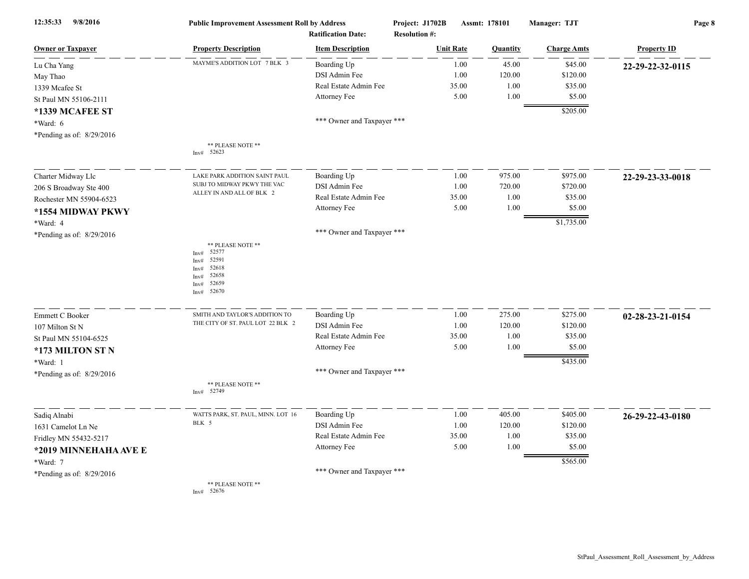**Public Improvement Assessment Roll by Address**

Project: J1702B Assmt: 178101 Manager: TJT

Ratification Date: Resolution #:

| Owner or Taxpayer | Property Description | Item Description | Unit Rate | Quantity | Charge Amts | Property ID |
|---|---|---|---|---|---|---|
| Lu Cha Yang<br>May Thao<br>1339 Mcafee St<br>St Paul MN 55106-2111<br>**\*1339 MCAFEE ST**<br>\*Ward: 6<br>\*Pending as of: 8/29/2016 | MAYME'S ADDITION LOT 7 BLK 3<br><br>** PLEASE NOTE **<br>Inv# 52623 | Boarding Up | 1.00 | 45.00 | $45.00 | **22-29-22-32-0115** |
| | | DSI Admin Fee | 1.00 | 120.00 | $120.00 | |
| | | Real Estate Admin Fee | 35.00 | 1.00 | $35.00 | |
| | | Attorney Fee | 5.00 | 1.00 | $5.00 | |
| | | | | | $205.00 | |
| | | *** Owner and Taxpayer *** | | | | |
| Charter Midway Llc<br>206 S Broadway Ste 400<br>Rochester MN 55904-6523<br>**\*1554 MIDWAY PKWY**<br>\*Ward: 4<br>\*Pending as of: 8/29/2016 | LAKE PARK ADDITION SAINT PAUL SUBJ TO MIDWAY PKWY THE VAC ALLEY IN AND ALL OF BLK 2<br><br>** PLEASE NOTE **<br>Inv# 52577<br>Inv# 52591<br>Inv# 52618<br>Inv# 52658<br>Inv# 52659<br>Inv# 52670 | Boarding Up | 1.00 | 975.00 | $975.00 | **22-29-23-33-0018** |
| | | DSI Admin Fee | 1.00 | 720.00 | $720.00 | |
| | | Real Estate Admin Fee | 35.00 | 1.00 | $35.00 | |
| | | Attorney Fee | 5.00 | 1.00 | $5.00 | |
| | | | | | $1,735.00 | |
| | | *** Owner and Taxpayer *** | | | | |
| Emmett C Booker<br>107 Milton St N<br>St Paul MN 55104-6525<br>**\*173 MILTON ST N**<br>\*Ward: 1<br>\*Pending as of: 8/29/2016 | SMITH AND TAYLOR'S ADDITION TO THE CITY OF ST. PAUL LOT 22 BLK 2<br><br>** PLEASE NOTE **<br>Inv# 52749 | Boarding Up | 1.00 | 275.00 | $275.00 | **02-28-23-21-0154** |
| | | DSI Admin Fee | 1.00 | 120.00 | $120.00 | |
| | | Real Estate Admin Fee | 35.00 | 1.00 | $35.00 | |
| | | Attorney Fee | 5.00 | 1.00 | $5.00 | |
| | | | | | $435.00 | |
| | | *** Owner and Taxpayer *** | | | | |
| Sadiq Alnabi<br>1631 Camelot Ln Ne<br>Fridley MN 55432-5217<br>**\*2019 MINNEHAHA AVE E**<br>\*Ward: 7<br>\*Pending as of: 8/29/2016 | WATTS PARK, ST. PAUL, MINN. LOT 16 BLK 5<br><br>** PLEASE NOTE **<br>Inv# 52676 | Boarding Up | 1.00 | 405.00 | $405.00 | **26-29-22-43-0180** |
| | | DSI Admin Fee | 1.00 | 120.00 | $120.00 | |
| | | Real Estate Admin Fee | 35.00 | 1.00 | $35.00 | |
| | | Attorney Fee | 5.00 | 1.00 | $5.00 | |
| | | | | | $565.00 | |
| | | *** Owner and Taxpayer *** | | | | |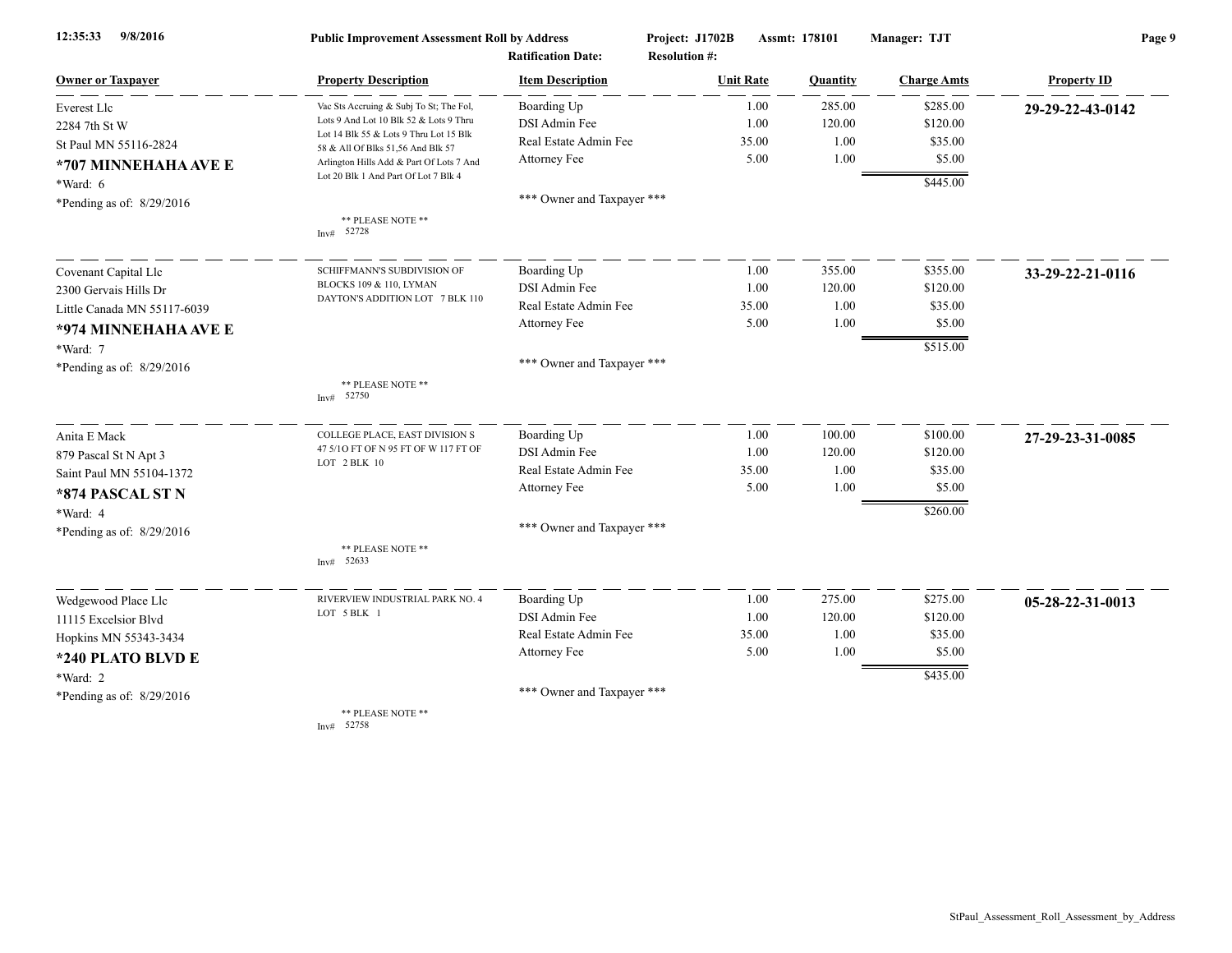12:35:33 9/8/2016 **Public Improvement Assessment Roll by Address** **Project: J1702B** **Assmt: 178101** **Manager: TJT**

**Ratification Date:** **Resolution #:**

| Owner or Taxpayer | Property Description | Item Description | Unit Rate | Quantity | Charge Amts | Property ID |
|---|---|---|---|---|---|---|
| Everest Llc<br>2284 7th St W<br>St Paul MN 55116-2824<br>**\*707 MINNEHAHA AVE E**<br>\*Ward: 6<br>\*Pending as of: 8/29/2016 | Vac Sts Accruing & Subj To St; The Fol, Lots 9 And Lot 10 Blk 52 & Lots 9 Thru Lot 14 Blk 55 & Lots 9 Thru Lot 15 Blk 58 & All Of Blks 51,56 And Blk 57 Arlington Hills Add & Part Of Lots 7 And Lot 20 Blk 1 And Part Of Lot 7 Blk 4<br>** PLEASE NOTE **<br>Inv# 52728 | Boarding Up<br>DSI Admin Fee<br>Real Estate Admin Fee<br>Attorney Fee<br>*** Owner and Taxpayer *** | 1.00<br>1.00<br>35.00<br>5.00 | 285.00<br>120.00<br>1.00<br>1.00 | $285.00<br>$120.00<br>$35.00<br>$5.00<br>$445.00 | **29-29-22-43-0142** |
| Covenant Capital Llc<br>2300 Gervais Hills Dr<br>Little Canada MN 55117-6039<br>**\*974 MINNEHAHA AVE E**<br>\*Ward: 7<br>\*Pending as of: 8/29/2016 | SCHIFFMANN'S SUBDIVISION OF BLOCKS 109 & 110, LYMAN DAYTON'S ADDITION LOT 7 BLK 110<br>** PLEASE NOTE **<br>Inv# 52750 | Boarding Up<br>DSI Admin Fee<br>Real Estate Admin Fee<br>Attorney Fee<br>*** Owner and Taxpayer *** | 1.00<br>1.00<br>35.00<br>5.00 | 355.00<br>120.00<br>1.00<br>1.00 | $355.00<br>$120.00<br>$35.00<br>$5.00<br>$515.00 | **33-29-22-21-0116** |
| Anita E Mack<br>879 Pascal St N Apt 3<br>Saint Paul MN 55104-1372<br>**\*874 PASCAL ST N**<br>\*Ward: 4<br>\*Pending as of: 8/29/2016 | COLLEGE PLACE, EAST DIVISION S 47 5/1O FT OF N 95 FT OF W 117 FT OF LOT 2 BLK 10<br>** PLEASE NOTE **<br>Inv# 52633 | Boarding Up<br>DSI Admin Fee<br>Real Estate Admin Fee<br>Attorney Fee<br>*** Owner and Taxpayer *** | 1.00<br>1.00<br>35.00<br>5.00 | 100.00<br>120.00<br>1.00<br>1.00 | $100.00<br>$120.00<br>$35.00<br>$5.00<br>$260.00 | **27-29-23-31-0085** |
| Wedgewood Place Llc<br>11115 Excelsior Blvd<br>Hopkins MN 55343-3434<br>**\*240 PLATO BLVD E**<br>\*Ward: 2<br>\*Pending as of: 8/29/2016 | RIVERVIEW INDUSTRIAL PARK NO. 4 LOT 5 BLK 1<br>** PLEASE NOTE **<br>Inv# 52758 | Boarding Up<br>DSI Admin Fee<br>Real Estate Admin Fee<br>Attorney Fee<br>*** Owner and Taxpayer *** | 1.00<br>1.00<br>35.00<br>5.00 | 275.00<br>120.00<br>1.00<br>1.00 | $275.00<br>$120.00<br>$35.00<br>$5.00<br>$435.00 | **05-28-22-31-0013** |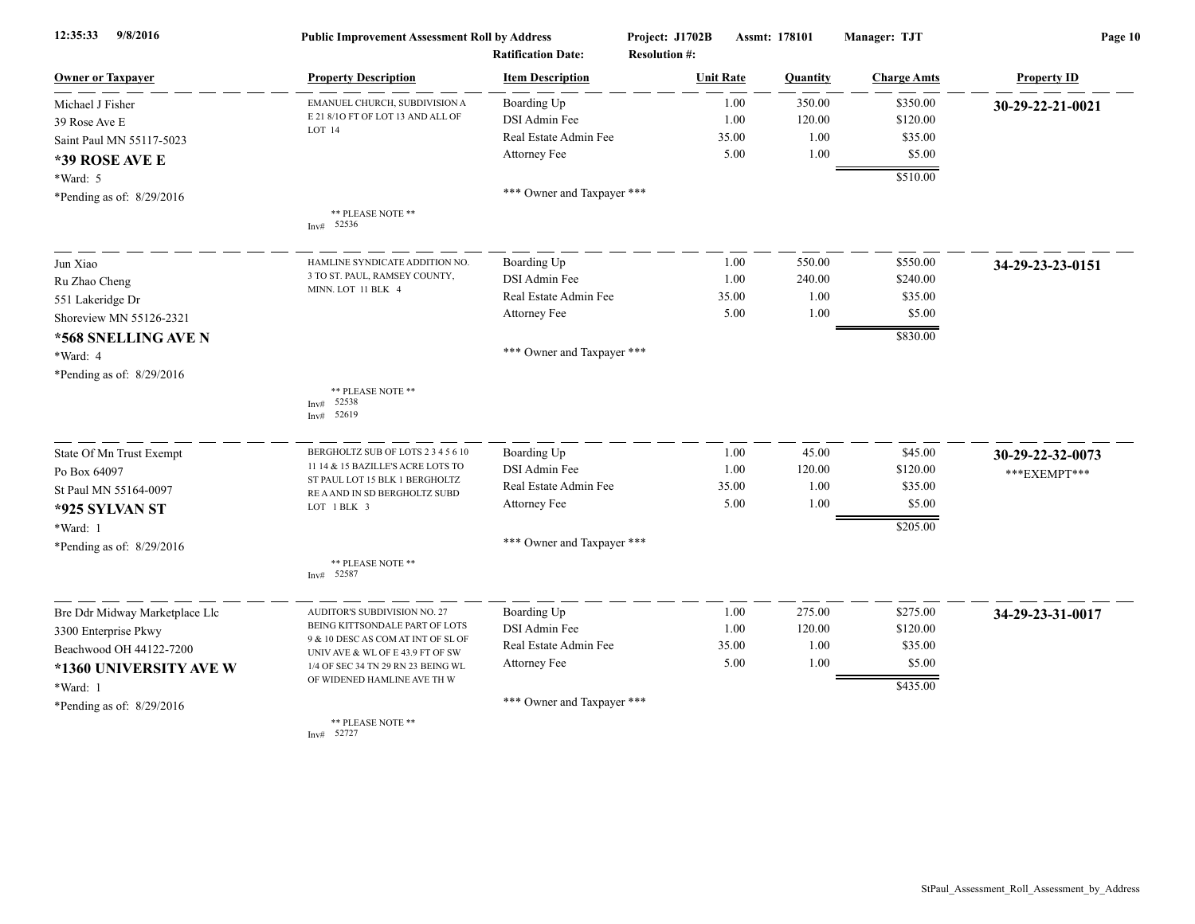**Public Improvement Assessment Roll by Address** — Project: J1702B — Assmt: 178101 — Manager: TJT

Ratification Date: — Resolution #:

| Owner or Taxpayer | Property Description | Item Description | Unit Rate | Quantity | Charge Amts | Property ID |
|---|---|---|---|---|---|---|
| Michael J Fisher | EMANUEL CHURCH, SUBDIVISION A E 21 8/1O FT OF LOT 13 AND ALL OF LOT 14 | Boarding Up | 1.00 | 350.00 | $350.00 | **30-29-22-21-0021** |
| 39 Rose Ave E | | DSI Admin Fee | 1.00 | 120.00 | $120.00 | |
| Saint Paul MN 55117-5023 | | Real Estate Admin Fee | 35.00 | 1.00 | $35.00 | |
| **\*39 ROSE AVE E** | | Attorney Fee | 5.00 | 1.00 | $5.00 | |
| \*Ward: 5 | | | | | $510.00 | |
| \*Pending as of: 8/29/2016 | ** PLEASE NOTE ** Inv# 52536 | *** Owner and Taxpayer *** | | | | |
| Jun Xiao | HAMLINE SYNDICATE ADDITION NO. 3 TO ST. PAUL, RAMSEY COUNTY, MINN. LOT 11 BLK 4 | Boarding Up | 1.00 | 550.00 | $550.00 | **34-29-23-23-0151** |
| Ru Zhao Cheng | | DSI Admin Fee | 1.00 | 240.00 | $240.00 | |
| 551 Lakeridge Dr | | Real Estate Admin Fee | 35.00 | 1.00 | $35.00 | |
| Shoreview MN 55126-2321 | | Attorney Fee | 5.00 | 1.00 | $5.00 | |
| **\*568 SNELLING AVE N** | | | | | $830.00 | |
| \*Ward: 4 | | *** Owner and Taxpayer *** | | | | |
| \*Pending as of: 8/29/2016 | ** PLEASE NOTE ** Inv# 52538 Inv# 52619 | | | | | |
| State Of Mn Trust Exempt | BERGHOLTZ SUB OF LOTS 2 3 4 5 6 10 11 14 & 15 BAZILLE'S ACRE LOTS TO ST PAUL LOT 15 BLK 1 BERGHOLTZ RE A AND IN SD BERGHOLTZ SUBD LOT 1 BLK 3 | Boarding Up | 1.00 | 45.00 | $45.00 | **30-29-22-32-0073** |
| Po Box 64097 | | DSI Admin Fee | 1.00 | 120.00 | $120.00 | ***EXEMPT*** |
| St Paul MN 55164-0097 | | Real Estate Admin Fee | 35.00 | 1.00 | $35.00 | |
| **\*925 SYLVAN ST** | | Attorney Fee | 5.00 | 1.00 | $5.00 | |
| \*Ward: 1 | | | | | $205.00 | |
| \*Pending as of: 8/29/2016 | ** PLEASE NOTE ** Inv# 52587 | *** Owner and Taxpayer *** | | | | |
| Bre Ddr Midway Marketplace Llc | AUDITOR'S SUBDIVISION NO. 27 BEING KITTSONDALE PART OF LOTS 9 & 10 DESC AS COM AT INT OF SL OF UNIV AVE & WL OF E 43.9 FT OF SW 1/4 OF SEC 34 TN 29 RN 23 BEING WL OF WIDENED HAMLINE AVE TH W | Boarding Up | 1.00 | 275.00 | $275.00 | **34-29-23-31-0017** |
| 3300 Enterprise Pkwy | | DSI Admin Fee | 1.00 | 120.00 | $120.00 | |
| Beachwood OH 44122-7200 | | Real Estate Admin Fee | 35.00 | 1.00 | $35.00 | |
| **\*1360 UNIVERSITY AVE W** | | Attorney Fee | 5.00 | 1.00 | $5.00 | |
| \*Ward: 1 | | | | | $435.00 | |
| \*Pending as of: 8/29/2016 | ** PLEASE NOTE ** Inv# 52727 | *** Owner and Taxpayer *** | | | | |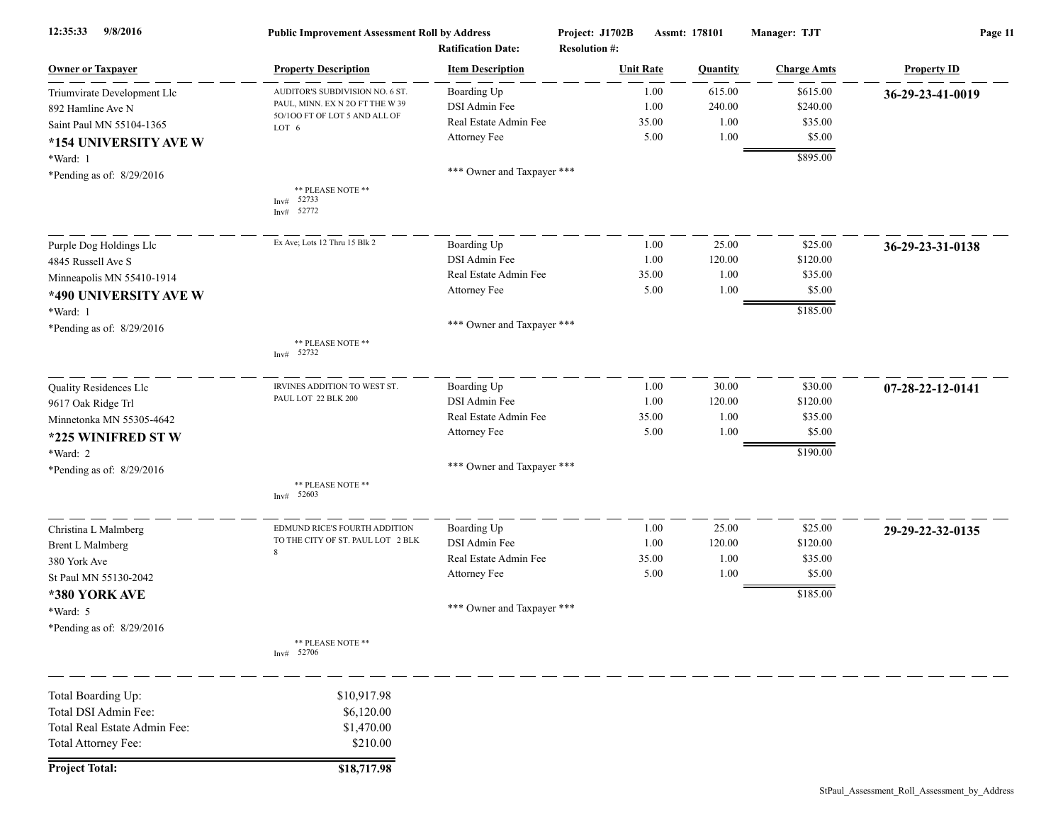**Public Improvement Assessment Roll by Address**

**Ratification Date:** **Resolution #:**

**Project: J1702B** **Assmt: 178101** **Manager: TJT**

| Owner or Taxpayer | Property Description | Item Description | Unit Rate | Quantity | Charge Amts | Property ID |
|---|---|---|---|---|---|---|
| Triumvirate Development Llc<br>892 Hamline Ave N<br>Saint Paul MN 55104-1365<br>**\*154 UNIVERSITY AVE W**<br>\*Ward: 1<br>\*Pending as of: 8/29/2016 | AUDITOR'S SUBDIVISION NO. 6 ST. PAUL, MINN. EX N 2O FT THE W 39 5O/1OO FT OF LOT 5 AND ALL OF LOT 6<br><br>\*\* PLEASE NOTE \*\*<br>Inv# 52733<br>Inv# 52772 | Boarding Up<br>DSI Admin Fee<br>Real Estate Admin Fee<br>Attorney Fee<br><br>\*\*\* Owner and Taxpayer \*\*\* | 1.00<br>1.00<br>35.00<br>5.00 | 615.00<br>240.00<br>1.00<br>1.00 | $615.00<br>$240.00<br>$35.00<br>$5.00<br>**$895.00** | **36-29-23-41-0019** |
| Purple Dog Holdings Llc<br>4845 Russell Ave S<br>Minneapolis MN 55410-1914<br>**\*490 UNIVERSITY AVE W**<br>\*Ward: 1<br>\*Pending as of: 8/29/2016 | Ex Ave; Lots 12 Thru 15 Blk 2<br><br>\*\* PLEASE NOTE \*\*<br>Inv# 52732 | Boarding Up<br>DSI Admin Fee<br>Real Estate Admin Fee<br>Attorney Fee<br><br>\*\*\* Owner and Taxpayer \*\*\* | 1.00<br>1.00<br>35.00<br>5.00 | 25.00<br>120.00<br>1.00<br>1.00 | $25.00<br>$120.00<br>$35.00<br>$5.00<br>**$185.00** | **36-29-23-31-0138** |
| Quality Residences Llc<br>9617 Oak Ridge Trl<br>Minnetonka MN 55305-4642<br>**\*225 WINIFRED ST W**<br>\*Ward: 2<br>\*Pending as of: 8/29/2016 | IRVINES ADDITION TO WEST ST. PAUL LOT 22 BLK 200<br><br>\*\* PLEASE NOTE \*\*<br>Inv# 52603 | Boarding Up<br>DSI Admin Fee<br>Real Estate Admin Fee<br>Attorney Fee<br><br>\*\*\* Owner and Taxpayer \*\*\* | 1.00<br>1.00<br>35.00<br>5.00 | 30.00<br>120.00<br>1.00<br>1.00 | $30.00<br>$120.00<br>$35.00<br>$5.00<br>**$190.00** | **07-28-22-12-0141** |
| Christina L Malmberg<br>Brent L Malmberg<br>380 York Ave<br>St Paul MN 55130-2042<br>**\*380 YORK AVE**<br>\*Ward: 5<br>\*Pending as of: 8/29/2016 | EDMUND RICE'S FOURTH ADDITION TO THE CITY OF ST. PAUL LOT 2 BLK 8<br><br>\*\* PLEASE NOTE \*\*<br>Inv# 52706 | Boarding Up<br>DSI Admin Fee<br>Real Estate Admin Fee<br>Attorney Fee<br><br>\*\*\* Owner and Taxpayer \*\*\* | 1.00<br>1.00<br>35.00<br>5.00 | 25.00<br>120.00<br>1.00<br>1.00 | $25.00<br>$120.00<br>$35.00<br>$5.00<br>**$185.00** | **29-29-22-32-0135** |

| | |
|---|---|
| Total Boarding Up: | $10,917.98 |
| Total DSI Admin Fee: | $6,120.00 |
| Total Real Estate Admin Fee: | $1,470.00 |
| Total Attorney Fee: | $210.00 |
| **Project Total:** | **$18,717.98** |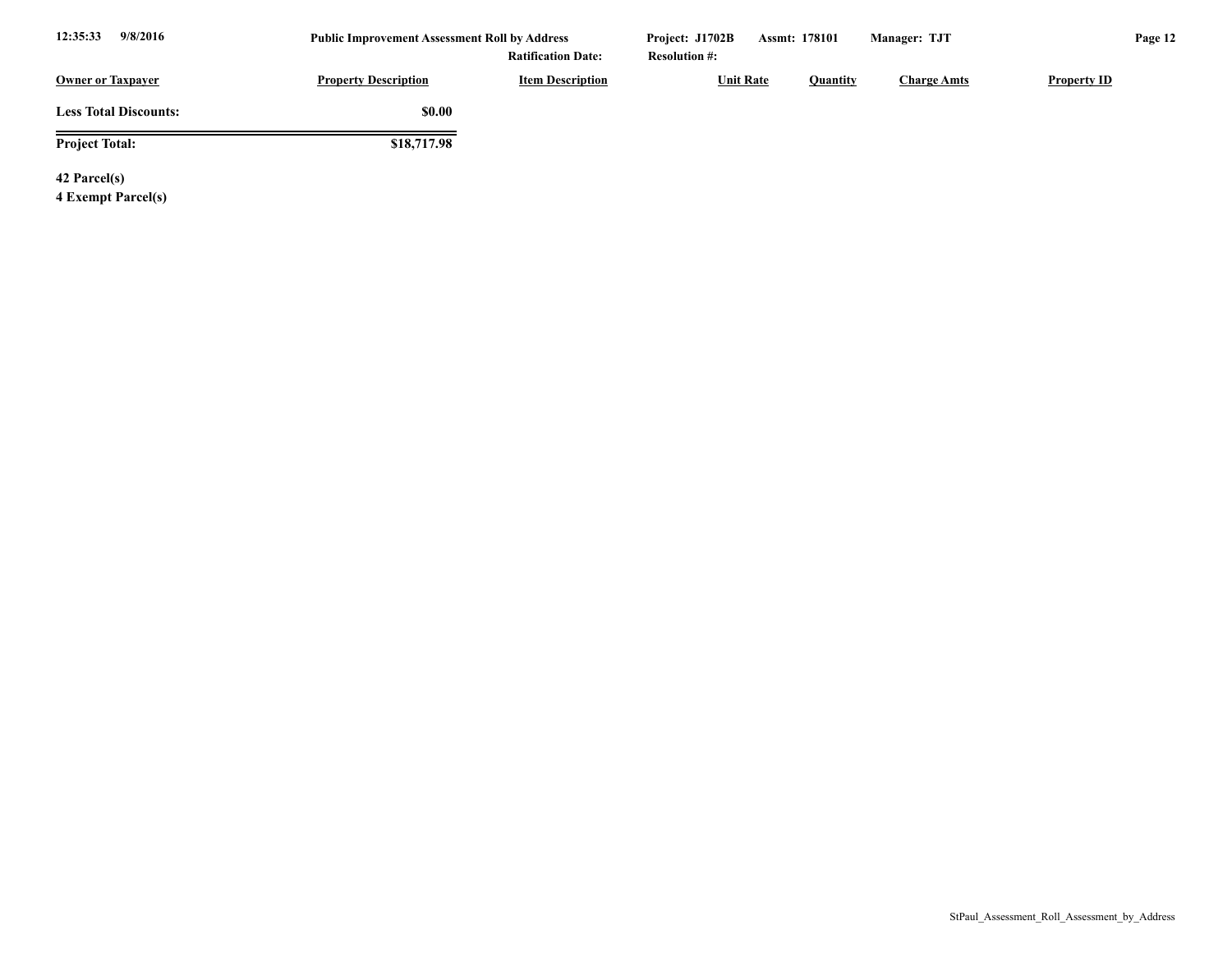| Owner or Taxpayer | Property Description | Item Description | Unit Rate | Quantity | Charge Amts | Property ID |
|---|---|---|---|---|---|---|
| **Less Total Discounts:** | **$0.00** | | | | | |
| **Project Total:** | **$18,717.98** | | | | | |

**42 Parcel(s)**
**4 Exempt Parcel(s)**